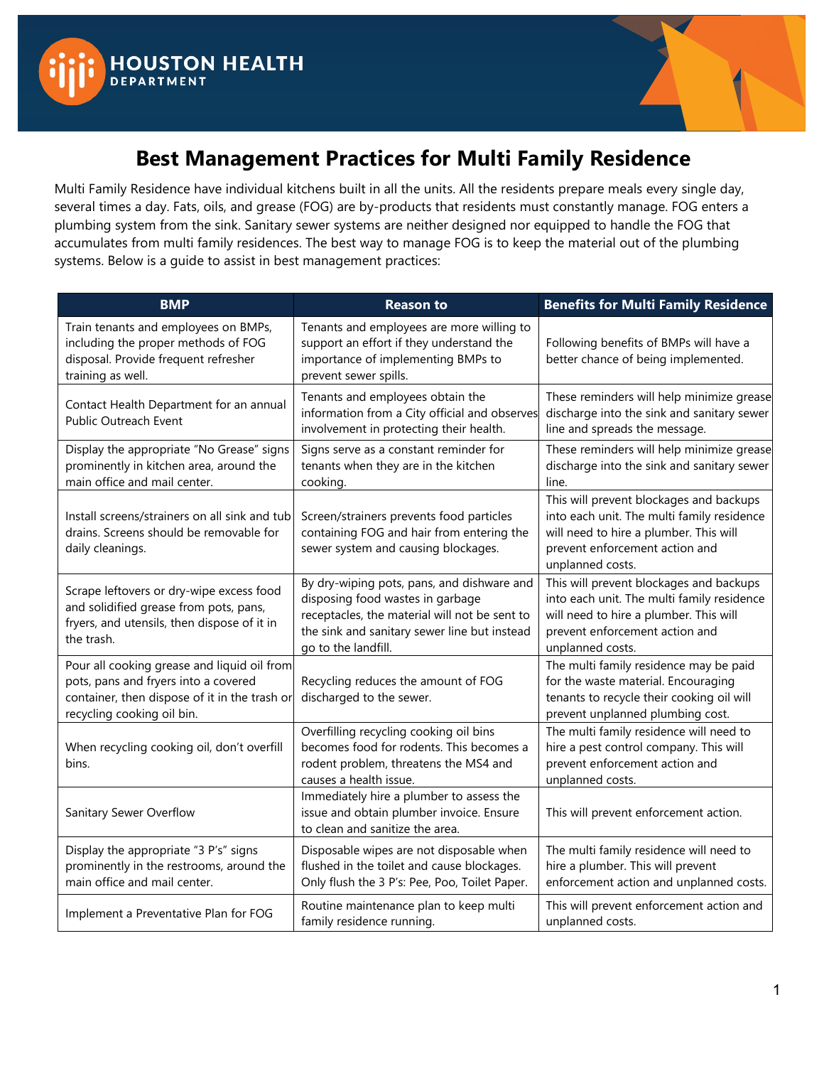# Best Management Practices for Multi Family Residence

Multi Family Residence have individual kitchens built in all the units. All the residents prepare meals every single day, several times a day. Fats, oils, and grease (FOG) are by-products that residents must constantly manage. FOG enters a plumbing system from the sink. Sanitary sewer systems are neither designed nor equipped to handle the FOG that accumulates from multi family residences. The best way to manage FOG is to keep the material out of the plumbing systems. Below is a guide to assist in best management practices:

| BMP | Reason to | Benefits for Multi Family Residence |
|---|---|---|
| Train tenants and employees on BMPs, including the proper methods of FOG disposal. Provide frequent refresher training as well. | Tenants and employees are more willing to support an effort if they understand the importance of implementing BMPs to prevent sewer spills. | Following benefits of BMPs will have a better chance of being implemented. |
| Contact Health Department for an annual Public Outreach Event | Tenants and employees obtain the information from a City official and observes involvement in protecting their health. | These reminders will help minimize grease discharge into the sink and sanitary sewer line and spreads the message. |
| Display the appropriate "No Grease" signs prominently in kitchen area, around the main office and mail center. | Signs serve as a constant reminder for tenants when they are in the kitchen cooking. | These reminders will help minimize grease discharge into the sink and sanitary sewer line. |
| Install screens/strainers on all sink and tub drains. Screens should be removable for daily cleanings. | Screen/strainers prevents food particles containing FOG and hair from entering the sewer system and causing blockages. | This will prevent blockages and backups into each unit. The multi family residence will need to hire a plumber. This will prevent enforcement action and unplanned costs. |
| Scrape leftovers or dry-wipe excess food and solidified grease from pots, pans, fryers, and utensils, then dispose of it in the trash. | By dry-wiping pots, pans, and dishware and disposing food wastes in garbage receptacles, the material will not be sent to the sink and sanitary sewer line but instead go to the landfill. | This will prevent blockages and backups into each unit. The multi family residence will need to hire a plumber. This will prevent enforcement action and unplanned costs. |
| Pour all cooking grease and liquid oil from pots, pans and fryers into a covered container, then dispose of it in the trash or recycling cooking oil bin. | Recycling reduces the amount of FOG discharged to the sewer. | The multi family residence may be paid for the waste material. Encouraging tenants to recycle their cooking oil will prevent unplanned plumbing cost. |
| When recycling cooking oil, don't overfill bins. | Overfilling recycling cooking oil bins becomes food for rodents. This becomes a rodent problem, threatens the MS4 and causes a health issue. | The multi family residence will need to hire a pest control company. This will prevent enforcement action and unplanned costs. |
| Sanitary Sewer Overflow | Immediately hire a plumber to assess the issue and obtain plumber invoice. Ensure to clean and sanitize the area. | This will prevent enforcement action. |
| Display the appropriate "3 P's" signs prominently in the restrooms, around the main office and mail center. | Disposable wipes are not disposable when flushed in the toilet and cause blockages. Only flush the 3 P's: Pee, Poo, Toilet Paper. | The multi family residence will need to hire a plumber. This will prevent enforcement action and unplanned costs. |
| Implement a Preventative Plan for FOG | Routine maintenance plan to keep multi family residence running. | This will prevent enforcement action and unplanned costs. |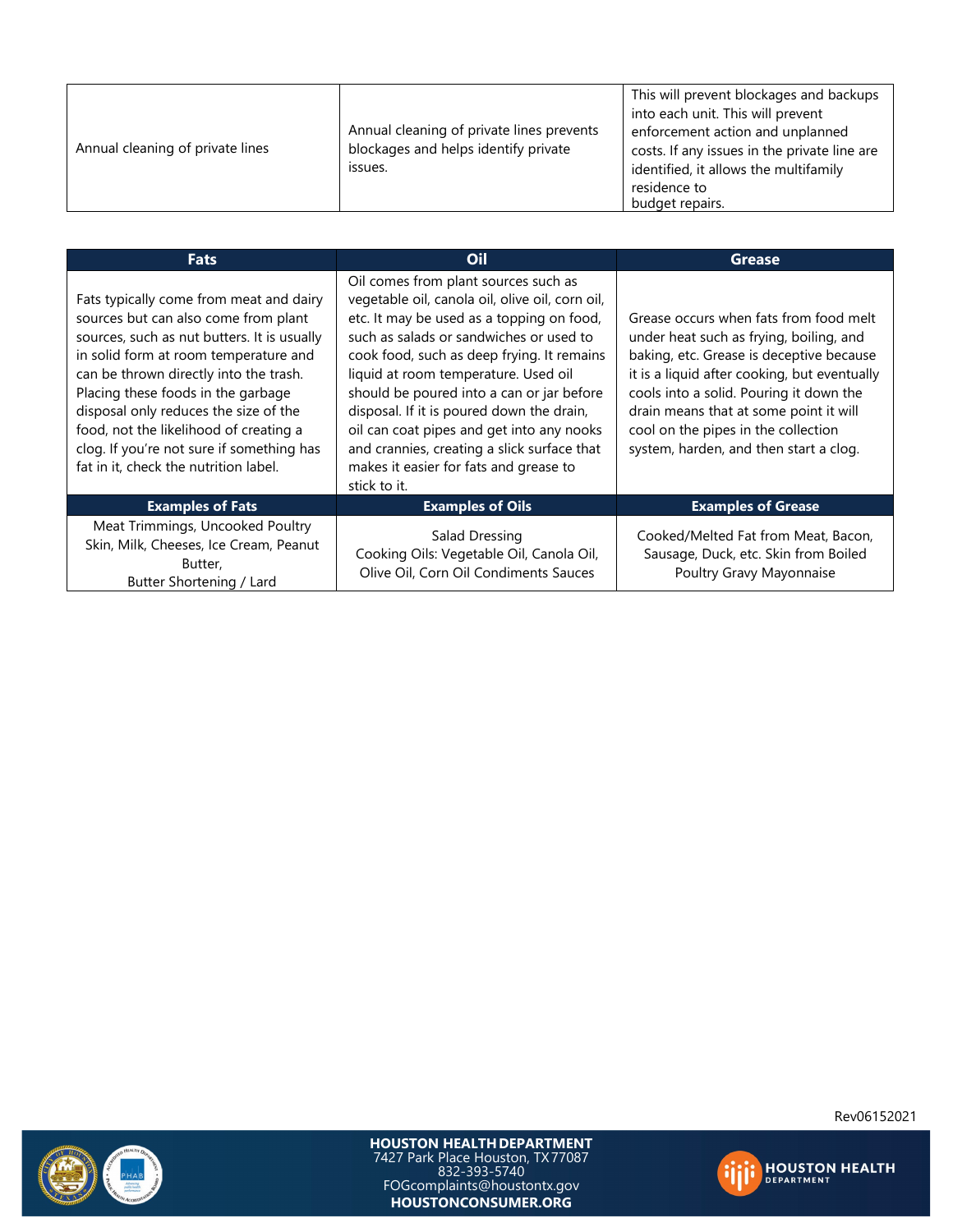| | | |
|---|---|---|
| Annual cleaning of private lines | Annual cleaning of private lines prevents blockages and helps identify private issues. | This will prevent blockages and backups into each unit. This will prevent enforcement action and unplanned costs. If any issues in the private line are identified, it allows the multifamily residence to budget repairs. |

| Fats | Oil | Grease |
|---|---|---|
| Fats typically come from meat and dairy sources but can also come from plant sources, such as nut butters. It is usually in solid form at room temperature and can be thrown directly into the trash. Placing these foods in the garbage disposal only reduces the size of the food, not the likelihood of creating a clog. If you're not sure if something has fat in it, check the nutrition label. | Oil comes from plant sources such as vegetable oil, canola oil, olive oil, corn oil, etc. It may be used as a topping on food, such as salads or sandwiches or used to cook food, such as deep frying. It remains liquid at room temperature. Used oil should be poured into a can or jar before disposal. If it is poured down the drain, oil can coat pipes and get into any nooks and crannies, creating a slick surface that makes it easier for fats and grease to stick to it. | Grease occurs when fats from food melt under heat such as frying, boiling, and baking, etc. Grease is deceptive because it is a liquid after cooking, but eventually cools into a solid. Pouring it down the drain means that at some point it will cool on the pipes in the collection system, harden, and then start a clog. |
| **Examples of Fats** | **Examples of Oils** | **Examples of Grease** |
| Meat Trimmings, Uncooked Poultry Skin, Milk, Cheeses, Ice Cream, Peanut Butter, Butter Shortening / Lard | Salad Dressing Cooking Oils: Vegetable Oil, Canola Oil, Olive Oil, Corn Oil Condiments Sauces | Cooked/Melted Fat from Meat, Bacon, Sausage, Duck, etc. Skin from Boiled Poultry Gravy Mayonnaise |

Rev06152021

**HOUSTON HEALTH DEPARTMENT**
7427 Park Place Houston, TX 77087
832-393-5740
FOGcomplaints@houstontx.gov
**HOUSTONCONSUMER.ORG**